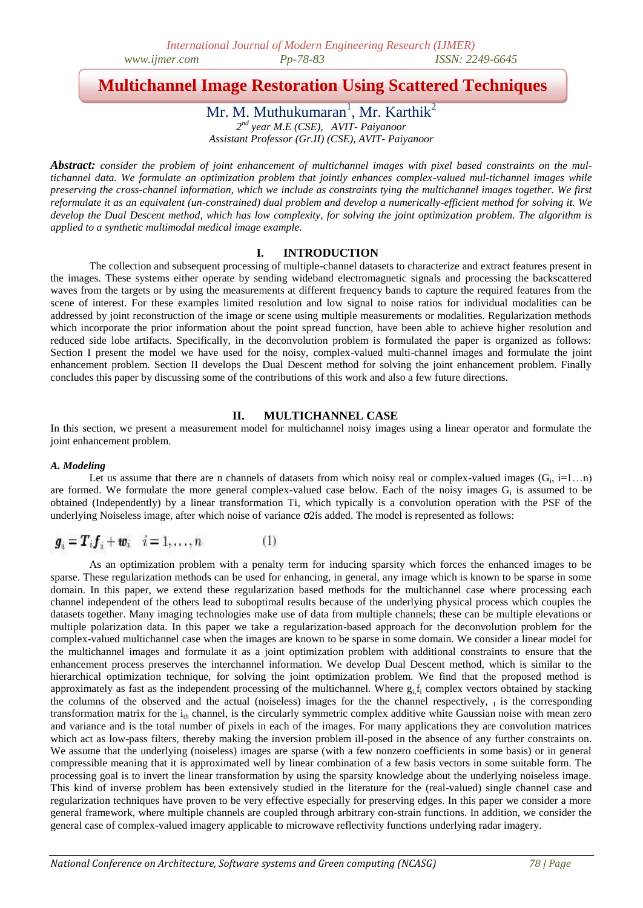# Multichannel Image Restoration Using Scattered Techniques

Mr. M. Muthukumaran[1], Mr. Karthik[2]

[2nd] year M.E (CSE), AVIT- Paiyanoor

Assistant Professor (Gr.II) (CSE), AVIT- Paiyanoor

***Abstract:*** *consider the problem of joint enhancement of multichannel images with pixel based constraints on the mul-tichannel data. We formulate an optimization problem that jointly enhances complex-valued mul-tichannel images while preserving the cross-channel information, which we include as constraints tying the multichannel images together. We first reformulate it as an equivalent (un-constrained) dual problem and develop a numerically-efficient method for solving it. We develop the Dual Descent method, which has low complexity, for solving the joint optimization problem. The algorithm is applied to a synthetic multimodal medical image example.*

## I. INTRODUCTION

The collection and subsequent processing of multiple-channel datasets to characterize and extract features present in the images. These systems either operate by sending wideband electromagnetic signals and processing the backscattered waves from the targets or by using the measurements at different frequency bands to capture the required features from the scene of interest. For these examples limited resolution and low signal to noise ratios for individual modalities can be addressed by joint reconstruction of the image or scene using multiple measurements or modalities. Regularization methods which incorporate the prior information about the point spread function, have been able to achieve higher resolution and reduced side lobe artifacts. Specifically, in the deconvolution problem is formulated the paper is organized as follows: Section I present the model we have used for the noisy, complex-valued multi-channel images and formulate the joint enhancement problem. Section II develops the Dual Descent method for solving the joint enhancement problem. Finally concludes this paper by discussing some of the contributions of this work and also a few future directions.

## II. MULTICHANNEL CASE

In this section, we present a measurement model for multichannel noisy images using a linear operator and formulate the joint enhancement problem.

### *A. Modeling*

Let us assume that there are n channels of datasets from which noisy real or complex-valued images ($G_i$, i=1…n) are formed. We formulate the more general complex-valued case below. Each of the noisy images $G_i$ is assumed to be obtained (Independently) by a linear transformation Ti, which typically is a convolution operation with the PSF of the underlying Noiseless image, after which noise of variance σ2is added. The model is represented as follows:

$$\boldsymbol{g}_i = \boldsymbol{T}_i \boldsymbol{f}_i + \boldsymbol{w}_i \quad i = 1, \ldots, n \qquad (1)$$

As an optimization problem with a penalty term for inducing sparsity which forces the enhanced images to be sparse. These regularization methods can be used for enhancing, in general, any image which is known to be sparse in some domain. In this paper, we extend these regularization based methods for the multichannel case where processing each channel independent of the others lead to suboptimal results because of the underlying physical process which couples the datasets together. Many imaging technologies make use of data from multiple channels; these can be multiple elevations or multiple polarization data. In this paper we take a regularization-based approach for the deconvolution problem for the complex-valued multichannel case when the images are known to be sparse in some domain. We consider a linear model for the multichannel images and formulate it as a joint optimization problem with additional constraints to ensure that the enhancement process preserves the interchannel information. We develop Dual Descent method, which is similar to the hierarchical optimization technique, for solving the joint optimization problem. We find that the proposed method is approximately as fast as the independent processing of the multichannel. Where $g_i, f_i$ complex vectors obtained by stacking the columns of the observed and the actual (noiseless) images for the channel respectively, $_I$ is the corresponding transformation matrix for the $i_{th}$ channel, is the circularly symmetric complex additive white Gaussian noise with mean zero and variance and is the total number of pixels in each of the images. For many applications they are convolution matrices which act as low-pass filters, thereby making the inversion problem ill-posed in the absence of any further constraints on. We assume that the underlying (noiseless) images are sparse (with a few nonzero coefficients in some basis) or in general compressible meaning that it is approximated well by linear combination of a few basis vectors in some suitable form. The processing goal is to invert the linear transformation by using the sparsity knowledge about the underlying noiseless image. This kind of inverse problem has been extensively studied in the literature for the (real-valued) single channel case and regularization techniques have proven to be very effective especially for preserving edges. In this paper we consider a more general framework, where multiple channels are coupled through arbitrary con-strain functions. In addition, we consider the general case of complex-valued imagery applicable to microwave reflectivity functions underlying radar imagery.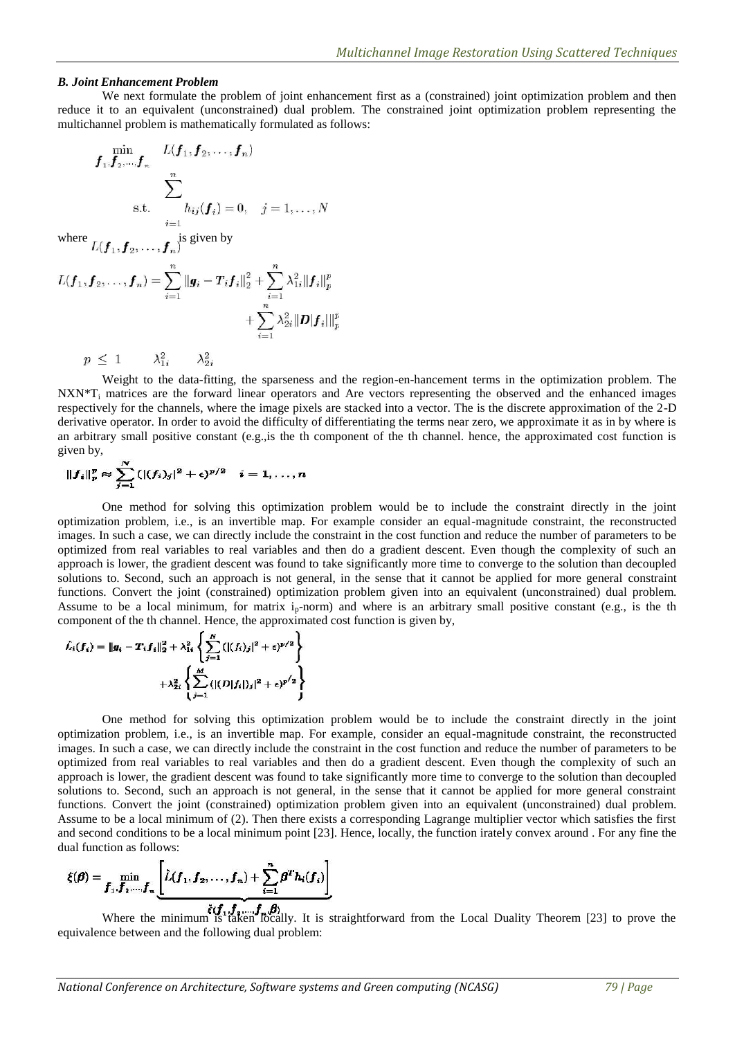### *B. Joint Enhancement Problem*

We next formulate the problem of joint enhancement first as a (constrained) joint optimization problem and then reduce it to an equivalent (unconstrained) dual problem. The constrained joint optimization problem representing the multichannel problem is mathematically formulated as follows:

$$\min_{\boldsymbol{f}_1, \boldsymbol{f}_2, \ldots, \boldsymbol{f}_n} \quad L(\boldsymbol{f}_1, \boldsymbol{f}_2, \ldots, \boldsymbol{f}_n)$$

$$\text{s.t.} \quad \sum_{i=1}^{n} h_{ij}(\boldsymbol{f}_i) = 0, \quad j = 1, \ldots, N$$

where $L(\boldsymbol{f}_1, \boldsymbol{f}_2, \ldots, \boldsymbol{f}_n)$ is given by

$$L(\boldsymbol{f}_1, \boldsymbol{f}_2, \ldots, \boldsymbol{f}_n) = \sum_{i=1}^{n} \|\boldsymbol{g}_i - \boldsymbol{T}_i \boldsymbol{f}_i\|_2^2 + \sum_{i=1}^{n} \lambda_{1i}^2 \|\boldsymbol{f}_i\|_p^p + \sum_{i=1}^{n} \lambda_{2i}^2 \|\boldsymbol{D}|\boldsymbol{f}_i|\|_p^p$$

$p \leq 1 \qquad \lambda_{1i}^2 \qquad \lambda_{2i}^2$

Weight to the data-fitting, the sparseness and the region-en-hancement terms in the optimization problem. The NXN*$T_i$ matrices are the forward linear operators and Are vectors representing the observed and the enhanced images respectively for the channels, where the image pixels are stacked into a vector. The is the discrete approximation of the 2-D derivative operator. In order to avoid the difficulty of differentiating the terms near zero, we approximate it as in by where is an arbitrary small positive constant (e.g.,is the th component of the th channel. hence, the approximated cost function is given by,

$$\|\boldsymbol{f}_i\|_p^p \approx \sum_{j=1}^{N} (|(\boldsymbol{f}_i)_j|^2 + \epsilon)^{p/2} \quad i = 1, \ldots, n$$

One method for solving this optimization problem would be to include the constraint directly in the joint optimization problem, i.e., is an invertible map. For example consider an equal-magnitude constraint, the reconstructed images. In such a case, we can directly include the constraint in the cost function and reduce the number of parameters to be optimized from real variables to real variables and then do a gradient descent. Even though the complexity of such an approach is lower, the gradient descent was found to take significantly more time to converge to the solution than decoupled solutions to. Second, such an approach is not general, in the sense that it cannot be applied for more general constraint functions. Convert the joint (constrained) optimization problem given into an equivalent (unconstrained) dual problem. Assume to be a local minimum, for matrix $i_p$-norm) and where is an arbitrary small positive constant (e.g., is the th component of the th channel. Hence, the approximated cost function is given by,

$$\hat{L}_i(\boldsymbol{f}_i) = \|\boldsymbol{g}_i - \boldsymbol{T}_i \boldsymbol{f}_i\|_2^2 + \lambda_{1i}^2 \left\{ \sum_{j=1}^{N} (|(\boldsymbol{f}_i)_j|^2 + \epsilon)^{p/2} \right\} + \lambda_{2i}^2 \left\{ \sum_{j=1}^{M} (|(\boldsymbol{D}|\boldsymbol{f}_i|)_j|^2 + \epsilon)^{p/2} \right\}$$

One method for solving this optimization problem would be to include the constraint directly in the joint optimization problem, i.e., is an invertible map. For example, consider an equal-magnitude constraint, the reconstructed images. In such a case, we can directly include the constraint in the cost function and reduce the number of parameters to be optimized from real variables to real variables and then do a gradient descent. Even though the complexity of such an approach is lower, the gradient descent was found to take significantly more time to converge to the solution than decoupled solutions to. Second, such an approach is not general, in the sense that it cannot be applied for more general constraint functions. Convert the joint (constrained) optimization problem given into an equivalent (unconstrained) dual problem. Assume to be a local minimum of (2). Then there exists a corresponding Lagrange multiplier vector which satisfies the first and second conditions to be a local minimum point [23]. Hence, locally, the function irately convex around . For any fine the dual function as follows:

$$\xi(\boldsymbol{\beta}) = \min_{\boldsymbol{f}_1, \boldsymbol{f}_2, \ldots, \boldsymbol{f}_n} \underbrace{\left[ \hat{L}(\boldsymbol{f}_1, \boldsymbol{f}_2, \ldots, \boldsymbol{f}_n) + \sum_{i=1}^{n} \boldsymbol{\beta}^T \boldsymbol{h}_i(\boldsymbol{f}_i) \right]}_{\hat{\xi}(\boldsymbol{f}_1, \boldsymbol{f}_2, \ldots, \boldsymbol{f}_n, \boldsymbol{\beta})}$$

Where the minimum is taken locally. It is straightforward from the Local Duality Theorem [23] to prove the equivalence between and the following dual problem: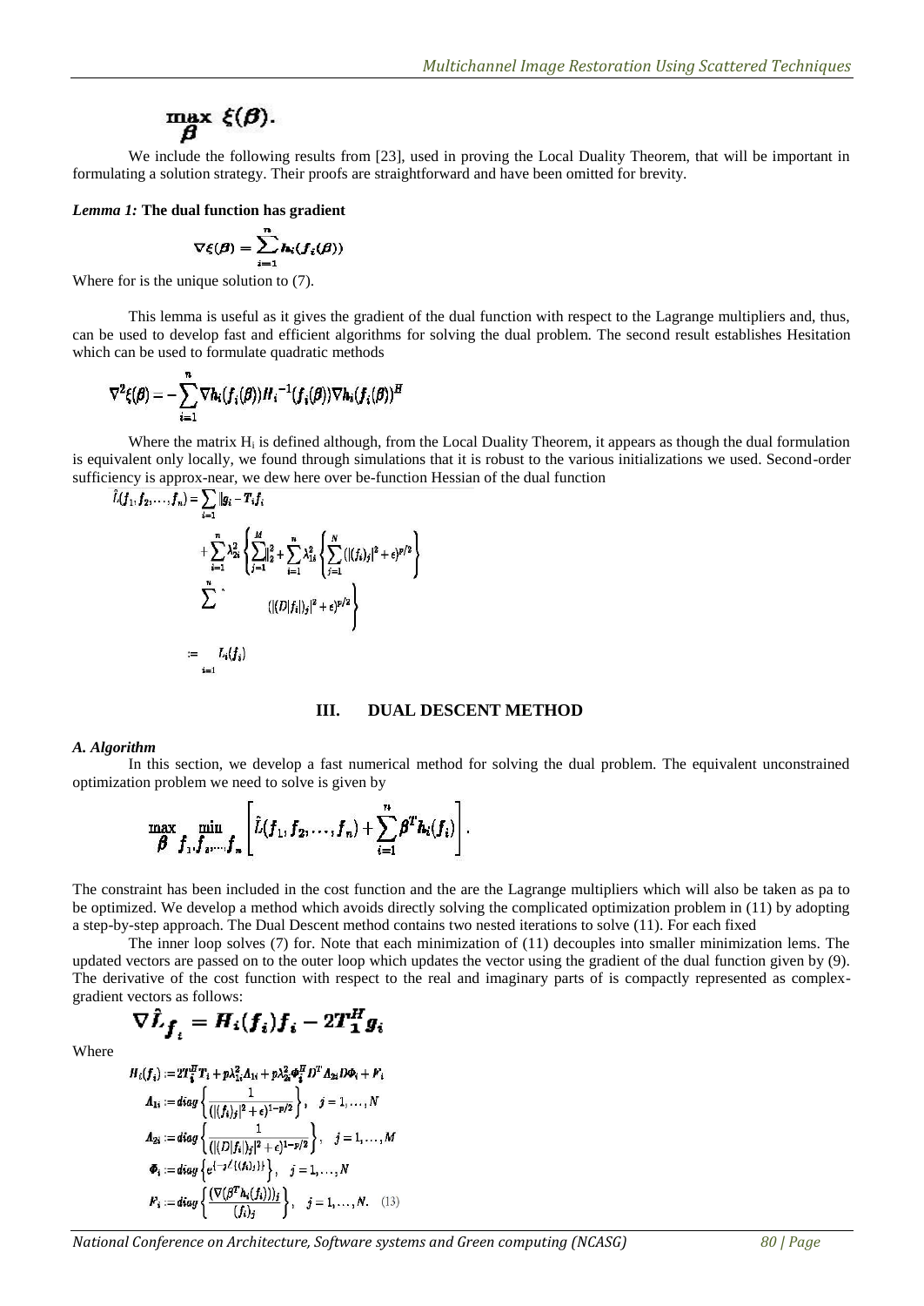$$\max_{\boldsymbol{\beta}} \ \xi(\boldsymbol{\beta}).$$

We include the following results from [23], used in proving the Local Duality Theorem, that will be important in formulating a solution strategy. Their proofs are straightforward and have been omitted for brevity.

***Lemma 1:*** **The dual function has gradient**

$$\nabla\xi(\boldsymbol{\beta}) = \sum_{i=1}^{n} \boldsymbol{h}_i(\boldsymbol{f}_i(\boldsymbol{\beta}))$$

Where for is the unique solution to (7).

This lemma is useful as it gives the gradient of the dual function with respect to the Lagrange multipliers and, thus, can be used to develop fast and efficient algorithms for solving the dual problem. The second result establishes Hesitation which can be used to formulate quadratic methods

$$\nabla^2\xi(\boldsymbol{\beta}) = -\sum_{i=1}^{n} \nabla\boldsymbol{h}_i(\boldsymbol{f}_i(\boldsymbol{\beta}))\boldsymbol{H}_i^{-1}(\boldsymbol{f}_i(\boldsymbol{\beta}))\nabla\boldsymbol{h}_i(\boldsymbol{f}_i(\boldsymbol{\beta}))^H$$

Where the matrix $H_i$ is defined although, from the Local Duality Theorem, it appears as though the dual formulation is equivalent only locally, we found through simulations that it is robust to the various initializations we used. Second-order sufficiency is approx-near, we dew here over be-function Hessian of the dual function

$$\begin{aligned}\hat{L}(f_1, f_2, \ldots, f_n) = &\sum_{i=1} \|g_i - T_i f_i \\ &+ \sum_{i=1}^{n} \lambda_{2i}^2 \left\{ \sum_{j=1}^{M} \|_2^2 + \sum_{i=1}^{n} \lambda_{1i}^2 \left\{ \sum_{j=1}^{N} (|(f_i)_j|^2 + \epsilon)^{p/2} \right\} \right. \\ &\left. \sum^{n} \quad (|(D|f_i|)_j|^2 + \epsilon)^{p/2} \right\} \\ := &\sum_{i=1} L_i(f_i)\end{aligned}$$

## III. DUAL DESCENT METHOD

### *A. Algorithm*

In this section, we develop a fast numerical method for solving the dual problem. The equivalent unconstrained optimization problem we need to solve is given by

$$\max_{\boldsymbol{\beta}} \min_{\boldsymbol{f}_1, \boldsymbol{f}_2, \ldots, \boldsymbol{f}_n} \left[ \hat{L}(\boldsymbol{f}_1, \boldsymbol{f}_2, \ldots, \boldsymbol{f}_n) + \sum_{i=1}^{n} \boldsymbol{\beta}_i^T \boldsymbol{h}_i(\boldsymbol{f}_i) \right].$$

The constraint has been included in the cost function and the are the Lagrange multipliers which will also be taken as pa to be optimized. We develop a method which avoids directly solving the complicated optimization problem in (11) by adopting a step-by-step approach. The Dual Descent method contains two nested iterations to solve (11). For each fixed

The inner loop solves (7) for. Note that each minimization of (11) decouples into smaller minimization lems. The updated vectors are passed on to the outer loop which updates the vector using the gradient of the dual function given by (9). The derivative of the cost function with respect to the real and imaginary parts of is compactly represented as complex-gradient vectors as follows:

$$\nabla \hat{L}_{\boldsymbol{f}_i} = \boldsymbol{H}_i(\boldsymbol{f}_i)\boldsymbol{f}_i - 2\boldsymbol{T}_1^H \boldsymbol{g}_i$$

Where

$$\begin{aligned}H_i(f_i) &:= 2T_i^H T_i + p\lambda_{1i}^2 \Lambda_{1i} + p\lambda_{2i}^2 \Phi_i^H D^T \Lambda_{2i} D \Phi_i + F_i \\ \Lambda_{1i} &:= diag\left\{ \frac{1}{(|(f_i)_j|^2 + \epsilon)^{1-p/2}} \right\}, \quad j = 1, \ldots, N \\ \Lambda_{2i} &:= diag\left\{ \frac{1}{(|(D|f_i|)_j|^2 + \epsilon)^{1-p/2}} \right\}, \quad j = 1, \ldots, M \\ \Phi_i &:= diag\left\{ e^{(-\jmath \angle\{(f_i)_j\})} \right\}, \quad j = 1, \ldots, N \\ F_i &:= diag\left\{ \frac{(\nabla(\beta^T h_i(f_i)))_j}{(f_i)_j} \right\}, \quad j = 1, \ldots, N. \quad (13)\end{aligned}$$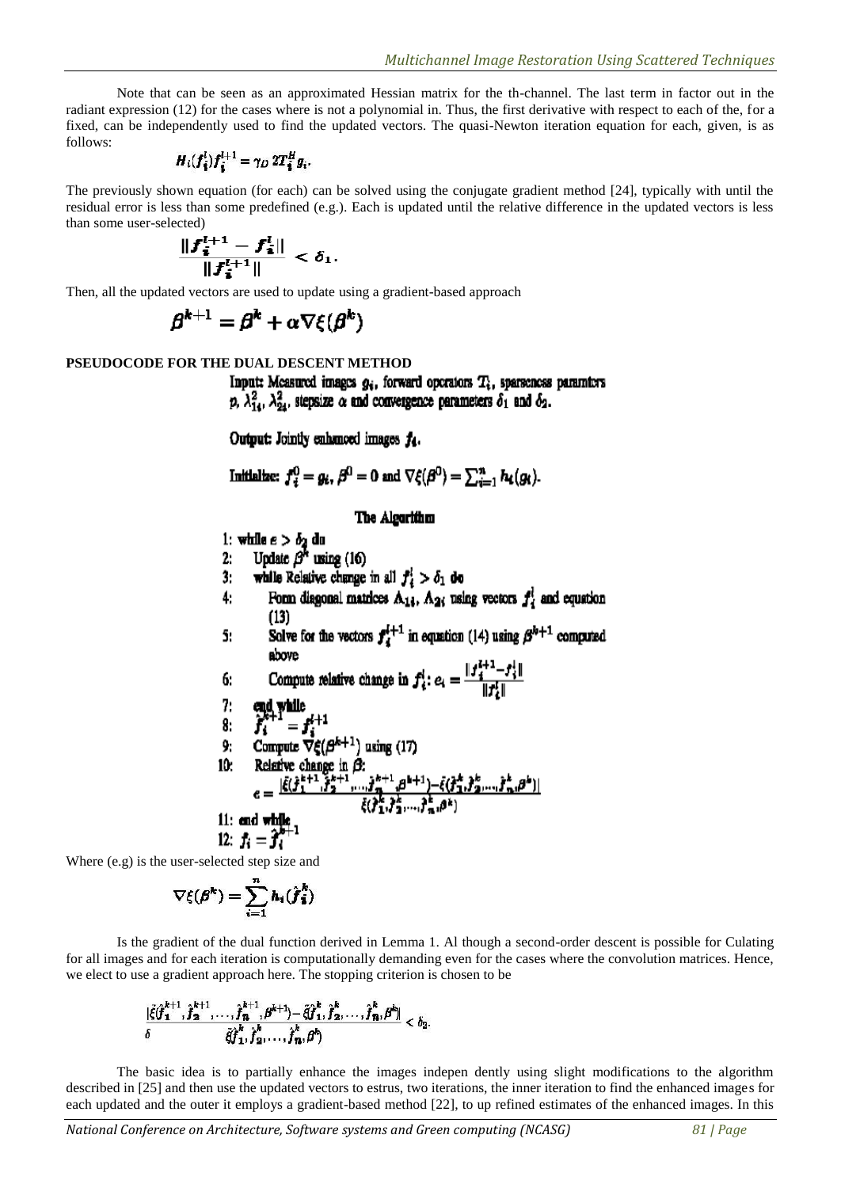Note that can be seen as an approximated Hessian matrix for the th-channel. The last term in factor out in the radiant expression (12) for the cases where is not a polynomial in. Thus, the first derivative with respect to each of the, for a fixed, can be independently used to find the updated vectors. The quasi-Newton iteration equation for each, given, is as follows:

$$H_i(f_i^l)f_i^{l+1} = \gamma_D\, 2T_i^H g_i.$$

The previously shown equation (for each) can be solved using the conjugate gradient method [24], typically with until the residual error is less than some predefined (e.g.). Each is updated until the relative difference in the updated vectors is less than some user-selected)

$$\frac{\|f_i^{l+1} - f_i^l\|}{\|f_i^{l+1}\|} < \delta_1.$$

Then, all the updated vectors are used to update using a gradient-based approach

$$\beta^{k+1} = \beta^k + \alpha \nabla\xi(\beta^k)$$

**PSEUDOCODE FOR THE DUAL DESCENT METHOD**

**Input:** Measured images $g_i$, forward operators $T_i$, sparseness paramters $p$, $\lambda_{1i}^2$, $\lambda_{2i}^2$, stepsize $\alpha$ and convergence parameters $\delta_1$ and $\delta_2$.

**Output:** Jointly enhanced images $f_i$.

**Initialize:** $f_i^0 = g_i$, $\beta^0 = 0$ and $\nabla\xi(\beta^0) = \sum_{i=1}^{n} h_i(g_i)$.

**The Algorithm**

1: **while** $e > \delta_2$ **do**
2: Update $\beta^k$ using (16)
3: **while** Relative change in all $f_i^l > \delta_1$ **do**
4: Form diagonal matrices $\Lambda_{1i}$, $\Lambda_{2i}$ using vectors $f_i^l$ and equation (13)
5: Solve for the vectors $f_i^{l+1}$ in equation (14) using $\beta^{k+1}$ computed above
6: Compute relative change in $f_i^l$: $e_i = \frac{\|f_i^{l+1} - f_i^l\|}{\|f_i^l\|}$
7: **end while**
8: $\hat{f}_i^{k+1} = f_i^{l+1}$
9: Compute $\nabla\xi(\beta^{k+1})$ using (17)
10: Relative change in $\beta$: $e = \frac{|\tilde{\xi}(\hat{f}_1^{k+1}, \hat{f}_2^{k+1}, \ldots, \hat{f}_n^{k+1}, \beta^{k+1}) - \tilde{\xi}(\hat{f}_1^k, \hat{f}_2^k, \ldots, \hat{f}_n^k, \beta^k)|}{\tilde{\xi}(\hat{f}_1^k, \hat{f}_2^k, \ldots, \hat{f}_n^k, \beta^k)}$
11: **end while**
12: $f_i = \hat{f}_i^{k+1}$

Where (e.g) is the user-selected step size and

$$\nabla\xi(\beta^k) = \sum_{i=1}^{n} h_i(\hat{f}_i^k)$$

Is the gradient of the dual function derived in Lemma 1. Al though a second-order descent is possible for Culating for all images and for each iteration is computationally demanding even for the cases where the convolution matrices. Hence, we elect to use a gradient approach here. The stopping criterion is chosen to be

$$\delta \quad \frac{|\tilde{\xi}(\hat{f}_1^{k+1}, \hat{f}_2^{k+1}, \ldots, \hat{f}_n^{k+1}, \beta^{k+1}) - \tilde{\xi}(\hat{f}_1^k, \hat{f}_2^k, \ldots, \hat{f}_n^k, \beta^k)|}{\tilde{\xi}(\hat{f}_1^k, \hat{f}_2^k, \ldots, \hat{f}_n^k, \beta^k)} < \delta_2.$$

The basic idea is to partially enhance the images indepen dently using slight modifications to the algorithm described in [25] and then use the updated vectors to estrus, two iterations, the inner iteration to find the enhanced images for each updated and the outer it employs a gradient-based method [22], to up refined estimates of the enhanced images. In this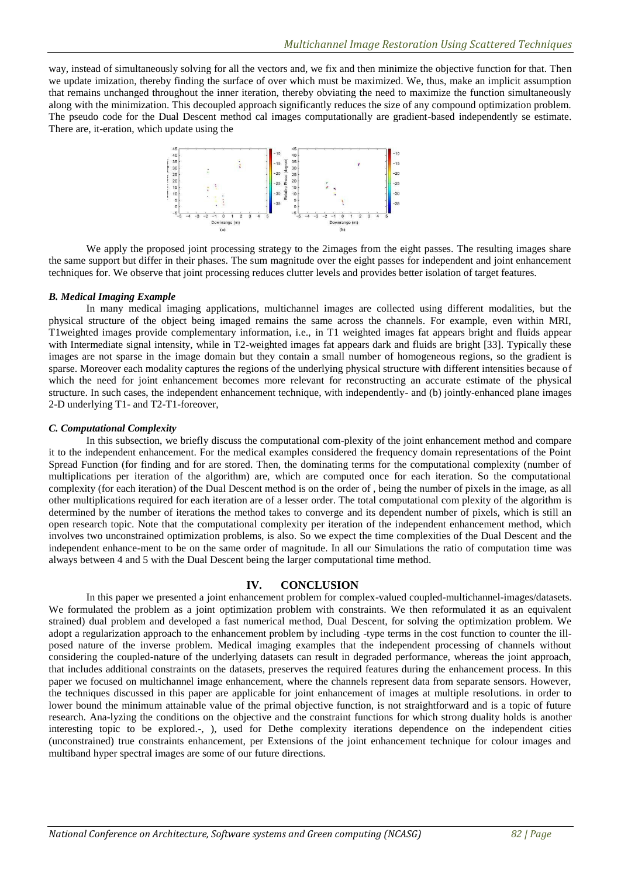way, instead of simultaneously solving for all the vectors and, we fix and then minimize the objective function for that. Then we update imization, thereby finding the surface of over which must be maximized. We, thus, make an implicit assumption that remains unchanged throughout the inner iteration, thereby obviating the need to maximize the function simultaneously along with the minimization. This decoupled approach significantly reduces the size of any compound optimization problem. The pseudo code for the Dual Descent method cal images computationally are gradient-based independently se estimate. There are, it-eration, which update using the

We apply the proposed joint processing strategy to the 2images from the eight passes. The resulting images share the same support but differ in their phases. The sum magnitude over the eight passes for independent and joint enhancement techniques for. We observe that joint processing reduces clutter levels and provides better isolation of target features.

### *B. Medical Imaging Example*

In many medical imaging applications, multichannel images are collected using different modalities, but the physical structure of the object being imaged remains the same across the channels. For example, even within MRI, T1weighted images provide complementary information, i.e., in T1 weighted images fat appears bright and fluids appear with Intermediate signal intensity, while in T2-weighted images fat appears dark and fluids are bright [33]. Typically these images are not sparse in the image domain but they contain a small number of homogeneous regions, so the gradient is sparse. Moreover each modality captures the regions of the underlying physical structure with different intensities because of which the need for joint enhancement becomes more relevant for reconstructing an accurate estimate of the physical structure. In such cases, the independent enhancement technique, with independently- and (b) jointly-enhanced plane images 2-D underlying T1- and T2-T1-foreover,

### *C. Computational Complexity*

In this subsection, we briefly discuss the computational com-plexity of the joint enhancement method and compare it to the independent enhancement. For the medical examples considered the frequency domain representations of the Point Spread Function (for finding and for are stored. Then, the dominating terms for the computational complexity (number of multiplications per iteration of the algorithm) are, which are computed once for each iteration. So the computational complexity (for each iteration) of the Dual Descent method is on the order of , being the number of pixels in the image, as all other multiplications required for each iteration are of a lesser order. The total computational com plexity of the algorithm is determined by the number of iterations the method takes to converge and its dependent number of pixels, which is still an open research topic. Note that the computational complexity per iteration of the independent enhancement method, which involves two unconstrained optimization problems, is also. So we expect the time complexities of the Dual Descent and the independent enhance-ment to be on the same order of magnitude. In all our Simulations the ratio of computation time was always between 4 and 5 with the Dual Descent being the larger computational time method.

## IV. CONCLUSION

In this paper we presented a joint enhancement problem for complex-valued coupled-multichannel-images/datasets. We formulated the problem as a joint optimization problem with constraints. We then reformulated it as an equivalent strained) dual problem and developed a fast numerical method, Dual Descent, for solving the optimization problem. We adopt a regularization approach to the enhancement problem by including -type terms in the cost function to counter the ill-posed nature of the inverse problem. Medical imaging examples that the independent processing of channels without considering the coupled-nature of the underlying datasets can result in degraded performance, whereas the joint approach, that includes additional constraints on the datasets, preserves the required features during the enhancement process. In this paper we focused on multichannel image enhancement, where the channels represent data from separate sensors. However, the techniques discussed in this paper are applicable for joint enhancement of images at multiple resolutions. in order to lower bound the minimum attainable value of the primal objective function, is not straightforward and is a topic of future research. Ana-lyzing the conditions on the objective and the constraint functions for which strong duality holds is another interesting topic to be explored.-, ), used for Dethe complexity iterations dependence on the independent cities (unconstrained) true constraints enhancement, per Extensions of the joint enhancement technique for colour images and multiband hyper spectral images are some of our future directions.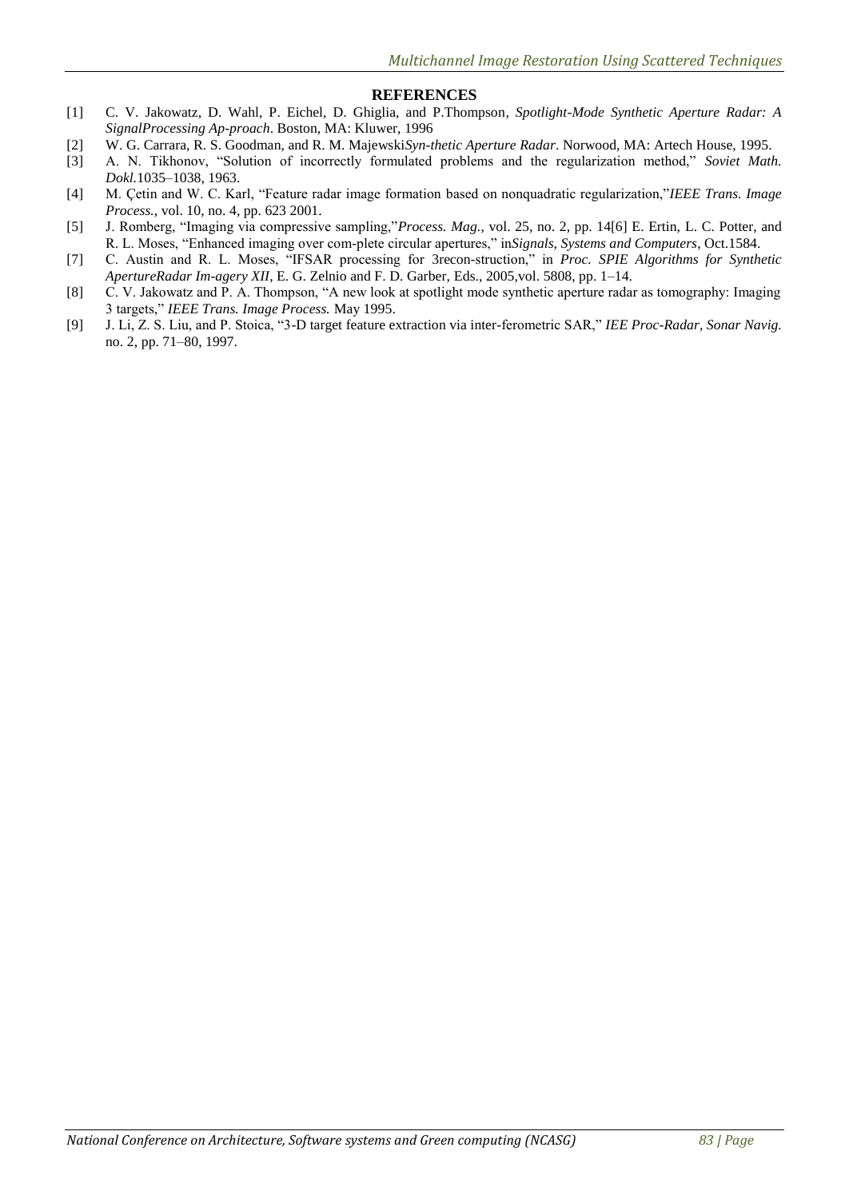## REFERENCES

[1] C. V. Jakowatz, D. Wahl, P. Eichel, D. Ghiglia, and P.Thompson, *Spotlight-Mode Synthetic Aperture Radar: A SignalProcessing Ap-proach*. Boston, MA: Kluwer, 1996

[2] W. G. Carrara, R. S. Goodman, and R. M. Majewski*Syn-thetic Aperture Radar*. Norwood, MA: Artech House, 1995.

[3] A. N. Tikhonov, "Solution of incorrectly formulated problems and the regularization method," *Soviet Math. Dokl.*1035–1038, 1963.

[4] M. Çetin and W. C. Karl, "Feature radar image formation based on nonquadratic regularization,"*IEEE Trans. Image Process.*, vol. 10, no. 4, pp. 623 2001.

[5] J. Romberg, "Imaging via compressive sampling,"*Process. Mag.*, vol. 25, no. 2, pp. 14[6] E. Ertin, L. C. Potter, and R. L. Moses, "Enhanced imaging over com-plete circular apertures," in*Signals, Systems and Computers*, Oct.1584.

[7] C. Austin and R. L. Moses, "IFSAR processing for 3recon-struction," in *Proc. SPIE Algorithms for Synthetic ApertureRadar Im-agery XII*, E. G. Zelnio and F. D. Garber, Eds., 2005,vol. 5808, pp. 1–14.

[8] C. V. Jakowatz and P. A. Thompson, "A new look at spotlight mode synthetic aperture radar as tomography: Imaging 3 targets," *IEEE Trans. Image Process.* May 1995.

[9] J. Li, Z. S. Liu, and P. Stoica, "3-D target feature extraction via inter-ferometric SAR," *IEE Proc-Radar, Sonar Navig.* no. 2, pp. 71–80, 1997.